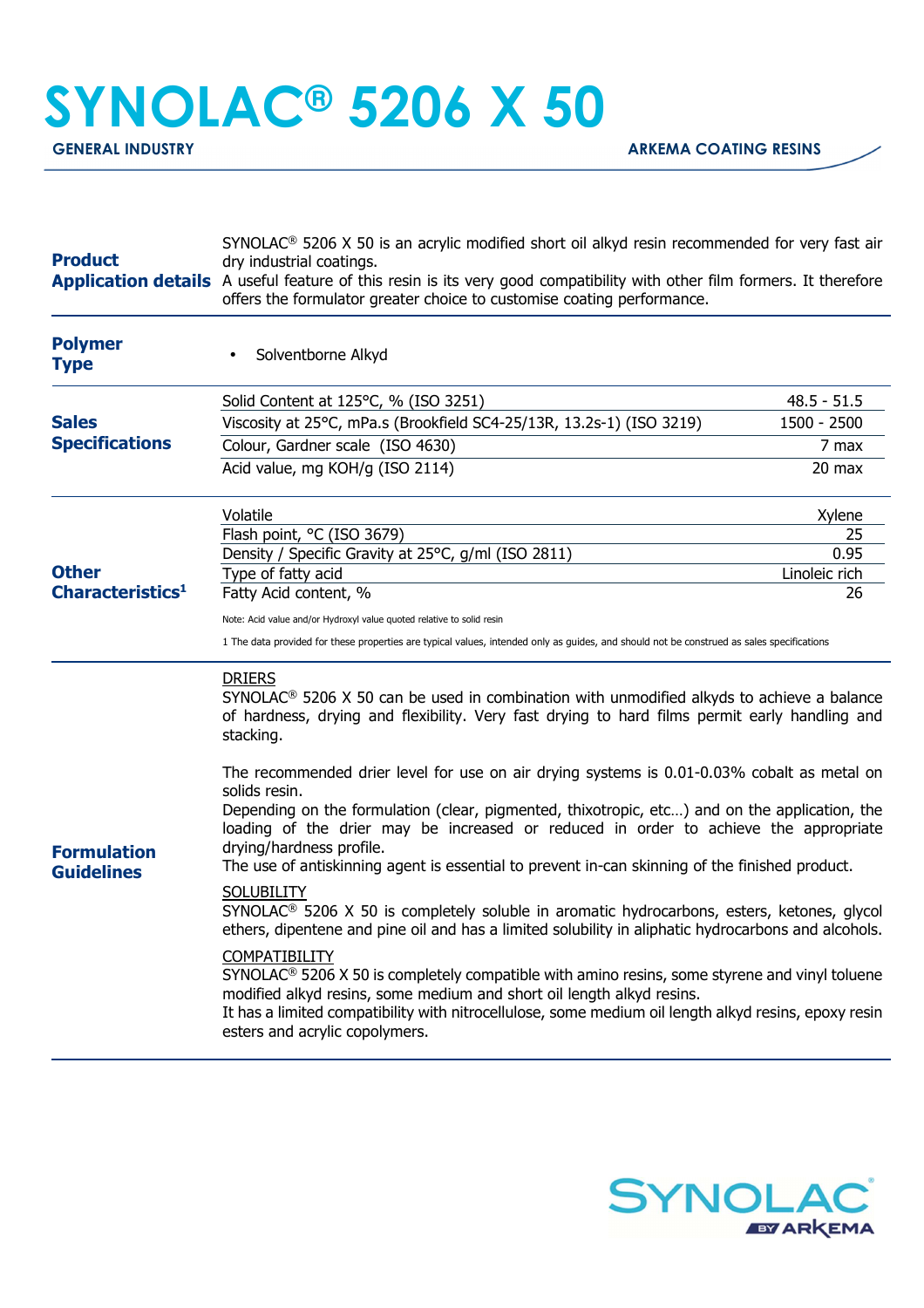# SYNOLAC® 5206 X 50

**GENERAL INDUSTRY** | **ARKEMA COATING RESINS**

## Product Application details

SYNOLAC® 5206 X 50 is an acrylic modified short oil alkyd resin recommended for very fast air dry industrial coatings.
A useful feature of this resin is its very good compatibility with other film formers. It therefore offers the formulator greater choice to customise coating performance.

## Polymer Type

- Solventborne Alkyd

## Sales Specifications

| Property | Value |
|---|---|
| Solid Content at 125°C, % (ISO 3251) | 48.5 - 51.5 |
| Viscosity at 25°C, mPa.s (Brookfield SC4-25/13R, 13.2s-1) (ISO 3219) | 1500 - 2500 |
| Colour, Gardner scale (ISO 4630) | 7 max |
| Acid value, mg KOH/g (ISO 2114) | 20 max |

## Other Characteristics[1]

| Property | Value |
|---|---|
| Volatile | Xylene |
| Flash point, °C (ISO 3679) | 25 |
| Density / Specific Gravity at 25°C, g/ml (ISO 2811) | 0.95 |
| Type of fatty acid | Linoleic rich |
| Fatty Acid content, % | 26 |

Note: Acid value and/or Hydroxyl value quoted relative to solid resin

1 The data provided for these properties are typical values, intended only as guides, and should not be construed as sales specifications

## Formulation Guidelines

DRIERS

SYNOLAC® 5206 X 50 can be used in combination with unmodified alkyds to achieve a balance of hardness, drying and flexibility. Very fast drying to hard films permit early handling and stacking.

The recommended drier level for use on air drying systems is 0.01-0.03% cobalt as metal on solids resin.
Depending on the formulation (clear, pigmented, thixotropic, etc…) and on the application, the loading of the drier may be increased or reduced in order to achieve the appropriate drying/hardness profile.
The use of antiskinning agent is essential to prevent in-can skinning of the finished product.

SOLUBILITY

SYNOLAC® 5206 X 50 is completely soluble in aromatic hydrocarbons, esters, ketones, glycol ethers, dipentene and pine oil and has a limited solubility in aliphatic hydrocarbons and alcohols.

COMPATIBILITY

SYNOLAC® 5206 X 50 is completely compatible with amino resins, some styrene and vinyl toluene modified alkyd resins, some medium and short oil length alkyd resins.
It has a limited compatibility with nitrocellulose, some medium oil length alkyd resins, epoxy resin esters and acrylic copolymers.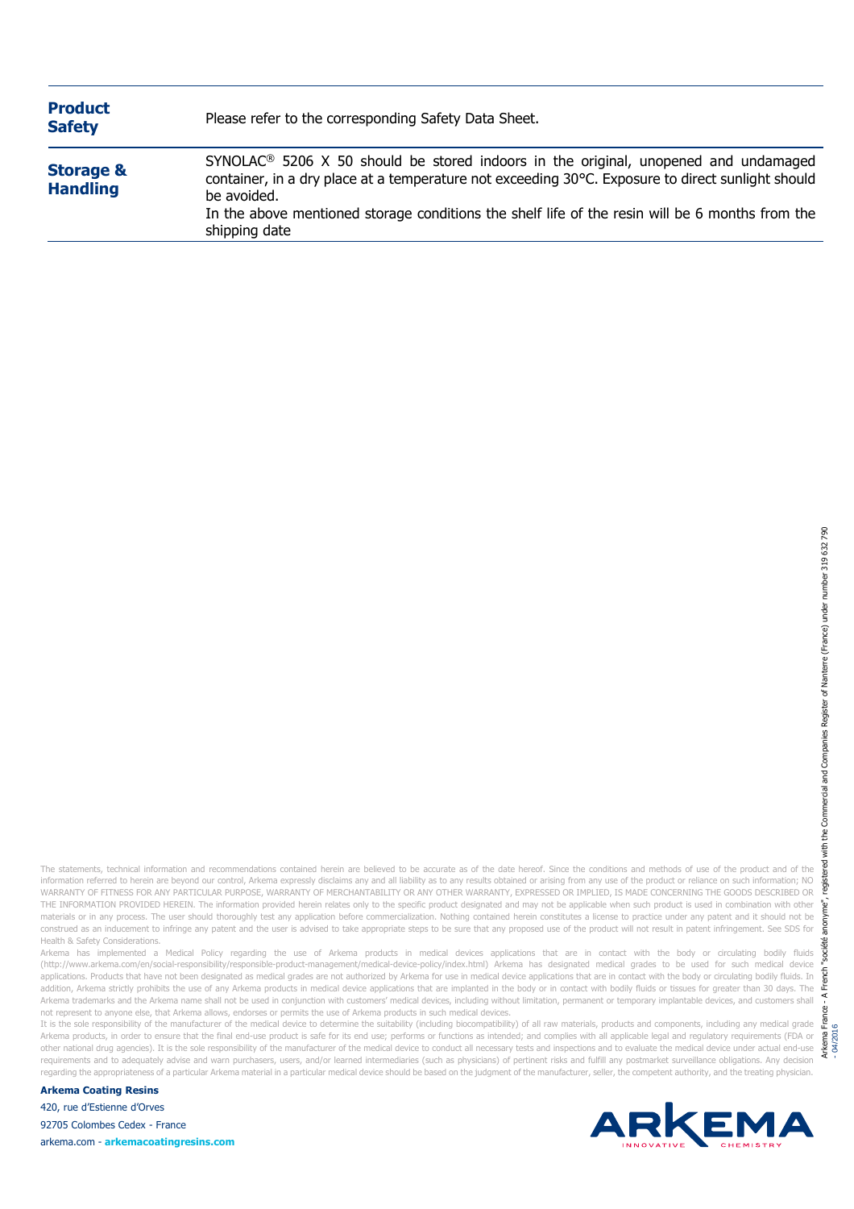| | |
|---|---|
| **Product Safety** | Please refer to the corresponding Safety Data Sheet. |
| **Storage & Handling** | SYNOLAC® 5206 X 50 should be stored indoors in the original, unopened and undamaged container, in a dry place at a temperature not exceeding 30°C. Exposure to direct sunlight should be avoided.<br>In the above mentioned storage conditions the shelf life of the resin will be 6 months from the shipping date |

The statements, technical information and recommendations contained herein are believed to be accurate as of the date hereof. Since the conditions and methods of use of the product and of the information referred to herein are beyond our control, Arkema expressly disclaims any and all liability as to any results obtained or arising from any use of the product or reliance on such information; NO WARRANTY OF FITNESS FOR ANY PARTICULAR PURPOSE, WARRANTY OF MERCHANTABILITY OR ANY OTHER WARRANTY, EXPRESSED OR IMPLIED, IS MADE CONCERNING THE GOODS DESCRIBED OR THE INFORMATION PROVIDED HEREIN. The information provided herein relates only to the specific product designated and may not be applicable when such product is used in combination with other materials or in any process. The user should thoroughly test any application before commercialization. Nothing contained herein constitutes a license to practice under any patent and it should not be construed as an inducement to infringe any patent and the user is advised to take appropriate steps to be sure that any proposed use of the product will not result in patent infringement. See SDS for Health & Safety Considerations.

Arkema has implemented a Medical Policy regarding the use of Arkema products in medical devices applications that are in contact with the body or circulating bodily fluids (http://www.arkema.com/en/social-responsibility/responsible-product-management/medical-device-policy/index.html) Arkema has designated medical grades to be used for such medical device applications. Products that have not been designated as medical grades are not authorized by Arkema for use in medical device applications that are in contact with the body or circulating bodily fluids. In addition, Arkema strictly prohibits the use of any Arkema products in medical device applications that are implanted in the body or in contact with bodily fluids or tissues for greater than 30 days. The Arkema trademarks and the Arkema name shall not be used in conjunction with customers' medical devices, including without limitation, permanent or temporary implantable devices, and customers shall not represent to anyone else, that Arkema allows, endorses or permits the use of Arkema products in such medical devices.

It is the sole responsibility of the manufacturer of the medical device to determine the suitability (including biocompatibility) of all raw materials, products and components, including any medical grade Arkema products, in order to ensure that the final end-use product is safe for its end use; performs or functions as intended; and complies with all applicable legal and regulatory requirements (FDA or other national drug agencies). It is the sole responsibility of the manufacturer of the medical device to conduct all necessary tests and inspections and to evaluate the medical device under actual end-use requirements and to adequately advise and warn purchasers, users, and/or learned intermediaries (such as physicians) of pertinent risks and fulfill any postmarket surveillance obligations. Any decision regarding the appropriateness of a particular Arkema material in a particular medical device should be based on the judgment of the manufacturer, seller, the competent authority, and the treating physician.

**Arkema Coating Resins**
420, rue d'Estienne d'Orves
92705 Colombes Cedex - France
arkema.com - **arkemacoatingresins.com**

Arkema France - A French "société anonyme", registered with the Commercial and Companies Register of Nanterre (France) under number 319 632 790 - 04/2016